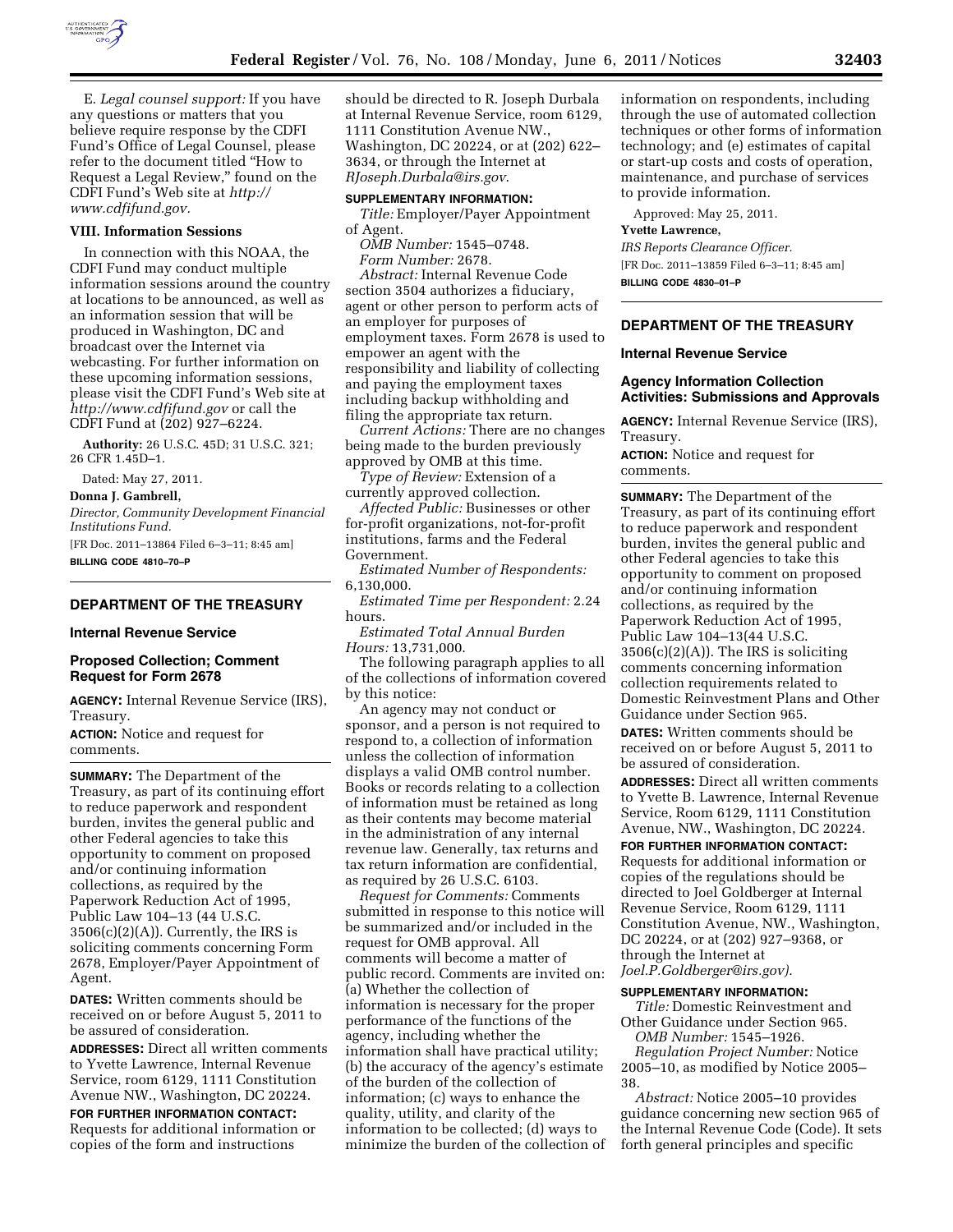E. *Legal counsel support:* If you have any questions or matters that you believe require response by the CDFI Fund's Office of Legal Counsel, please refer to the document titled "How to Request a Legal Review," found on the CDFI Fund's Web site at *http://www.cdfifund.gov.*

## VIII. Information Sessions

In connection with this NOAA, the CDFI Fund may conduct multiple information sessions around the country at locations to be announced, as well as an information session that will be produced in Washington, DC and broadcast over the Internet via webcasting. For further information on these upcoming information sessions, please visit the CDFI Fund's Web site at *http://www.cdfifund.gov* or call the CDFI Fund at (202) 927–6224.

**Authority:** 26 U.S.C. 45D; 31 U.S.C. 321; 26 CFR 1.45D–1.

Dated: May 27, 2011.

**Donna J. Gambrell,**

*Director, Community Development Financial Institutions Fund.*

[FR Doc. 2011–13864 Filed 6–3–11; 8:45 am]

**BILLING CODE 4810–70–P**

---

## DEPARTMENT OF THE TREASURY

### Internal Revenue Service

### Proposed Collection; Comment Request for Form 2678

**AGENCY:** Internal Revenue Service (IRS), Treasury.

**ACTION:** Notice and request for comments.

**SUMMARY:** The Department of the Treasury, as part of its continuing effort to reduce paperwork and respondent burden, invites the general public and other Federal agencies to take this opportunity to comment on proposed and/or continuing information collections, as required by the Paperwork Reduction Act of 1995, Public Law 104–13 (44 U.S.C. 3506(c)(2)(A)). Currently, the IRS is soliciting comments concerning Form 2678, Employer/Payer Appointment of Agent.

**DATES:** Written comments should be received on or before August 5, 2011 to be assured of consideration.

**ADDRESSES:** Direct all written comments to Yvette Lawrence, Internal Revenue Service, room 6129, 1111 Constitution Avenue NW., Washington, DC 20224.

**FOR FURTHER INFORMATION CONTACT:** Requests for additional information or copies of the form and instructions should be directed to R. Joseph Durbala at Internal Revenue Service, room 6129, 1111 Constitution Avenue NW., Washington, DC 20224, or at (202) 622–3634, or through the Internet at *RJoseph.Durbala@irs.gov*.

**SUPPLEMENTARY INFORMATION:**

*Title:* Employer/Payer Appointment of Agent.

*OMB Number:* 1545–0748.

*Form Number:* 2678.

*Abstract:* Internal Revenue Code section 3504 authorizes a fiduciary, agent or other person to perform acts of an employer for purposes of employment taxes. Form 2678 is used to empower an agent with the responsibility and liability of collecting and paying the employment taxes including backup withholding and filing the appropriate tax return.

*Current Actions:* There are no changes being made to the burden previously approved by OMB at this time.

*Type of Review:* Extension of a currently approved collection.

*Affected Public:* Businesses or other for-profit organizations, not-for-profit institutions, farms and the Federal Government.

*Estimated Number of Respondents:* 6,130,000.

*Estimated Time per Respondent:* 2.24 hours.

*Estimated Total Annual Burden Hours:* 13,731,000.

The following paragraph applies to all of the collections of information covered by this notice:

An agency may not conduct or sponsor, and a person is not required to respond to, a collection of information unless the collection of information displays a valid OMB control number. Books or records relating to a collection of information must be retained as long as their contents may become material in the administration of any internal revenue law. Generally, tax returns and tax return information are confidential, as required by 26 U.S.C. 6103.

*Request for Comments:* Comments submitted in response to this notice will be summarized and/or included in the request for OMB approval. All comments will become a matter of public record. Comments are invited on: (a) Whether the collection of information is necessary for the proper performance of the functions of the agency, including whether the information shall have practical utility; (b) the accuracy of the agency's estimate of the burden of the collection of information; (c) ways to enhance the quality, utility, and clarity of the information to be collected; (d) ways to minimize the burden of the collection of information on respondents, including through the use of automated collection techniques or other forms of information technology; and (e) estimates of capital or start-up costs and costs of operation, maintenance, and purchase of services to provide information.

Approved: May 25, 2011.

**Yvette Lawrence,**

*IRS Reports Clearance Officer.*

[FR Doc. 2011–13859 Filed 6–3–11; 8:45 am]

**BILLING CODE 4830–01–P**

---

## DEPARTMENT OF THE TREASURY

### Internal Revenue Service

### Agency Information Collection Activities: Submissions and Approvals

**AGENCY:** Internal Revenue Service (IRS), Treasury.

**ACTION:** Notice and request for comments.

**SUMMARY:** The Department of the Treasury, as part of its continuing effort to reduce paperwork and respondent burden, invites the general public and other Federal agencies to take this opportunity to comment on proposed and/or continuing information collections, as required by the Paperwork Reduction Act of 1995, Public Law 104–13(44 U.S.C. 3506(c)(2)(A)). The IRS is soliciting comments concerning information collection requirements related to Domestic Reinvestment Plans and Other Guidance under Section 965.

**DATES:** Written comments should be received on or before August 5, 2011 to be assured of consideration.

**ADDRESSES:** Direct all written comments to Yvette B. Lawrence, Internal Revenue Service, Room 6129, 1111 Constitution Avenue, NW., Washington, DC 20224.

**FOR FURTHER INFORMATION CONTACT:** Requests for additional information or copies of the regulations should be directed to Joel Goldberger at Internal Revenue Service, Room 6129, 1111 Constitution Avenue, NW., Washington, DC 20224, or at (202) 927–9368, or through the Internet at *Joel.P.Goldberger@irs.gov).*

**SUPPLEMENTARY INFORMATION:**

*Title:* Domestic Reinvestment and Other Guidance under Section 965.

*OMB Number:* 1545–1926.

*Regulation Project Number:* Notice 2005–10, as modified by Notice 2005–38.

*Abstract:* Notice 2005–10 provides guidance concerning new section 965 of the Internal Revenue Code (Code). It sets forth general principles and specific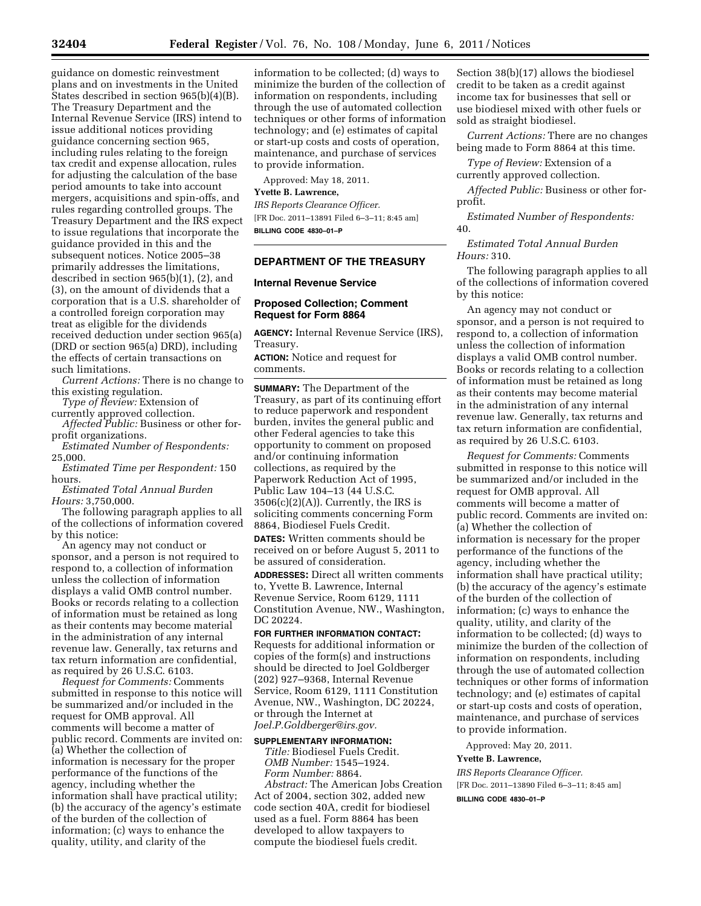guidance on domestic reinvestment plans and on investments in the United States described in section 965(b)(4)(B). The Treasury Department and the Internal Revenue Service (IRS) intend to issue additional notices providing guidance concerning section 965, including rules relating to the foreign tax credit and expense allocation, rules for adjusting the calculation of the base period amounts to take into account mergers, acquisitions and spin-offs, and rules regarding controlled groups. The Treasury Department and the IRS expect to issue regulations that incorporate the guidance provided in this and the subsequent notices. Notice 2005–38 primarily addresses the limitations, described in section 965(b)(1), (2), and (3), on the amount of dividends that a corporation that is a U.S. shareholder of a controlled foreign corporation may treat as eligible for the dividends received deduction under section 965(a) (DRD or section 965(a) DRD), including the effects of certain transactions on such limitations.

*Current Actions:* There is no change to this existing regulation.

*Type of Review:* Extension of currently approved collection.

*Affected Public:* Business or other for-profit organizations.

*Estimated Number of Respondents:* 25,000.

*Estimated Time per Respondent:* 150 hours.

*Estimated Total Annual Burden Hours:* 3,750,000.

The following paragraph applies to all of the collections of information covered by this notice:

An agency may not conduct or sponsor, and a person is not required to respond to, a collection of information unless the collection of information displays a valid OMB control number. Books or records relating to a collection of information must be retained as long as their contents may become material in the administration of any internal revenue law. Generally, tax returns and tax return information are confidential, as required by 26 U.S.C. 6103.

*Request for Comments:* Comments submitted in response to this notice will be summarized and/or included in the request for OMB approval. All comments will become a matter of public record. Comments are invited on: (a) Whether the collection of information is necessary for the proper performance of the functions of the agency, including whether the information shall have practical utility; (b) the accuracy of the agency's estimate of the burden of the collection of information; (c) ways to enhance the quality, utility, and clarity of the information to be collected; (d) ways to minimize the burden of the collection of information on respondents, including through the use of automated collection techniques or other forms of information technology; and (e) estimates of capital or start-up costs and costs of operation, maintenance, and purchase of services to provide information.

Approved: May 18, 2011.

**Yvette B. Lawrence,**

*IRS Reports Clearance Officer.*

[FR Doc. 2011–13891 Filed 6–3–11; 8:45 am]

**BILLING CODE 4830–01–P**

## DEPARTMENT OF THE TREASURY

### Internal Revenue Service

### Proposed Collection; Comment Request for Form 8864

**AGENCY:** Internal Revenue Service (IRS), Treasury.

**ACTION:** Notice and request for comments.

**SUMMARY:** The Department of the Treasury, as part of its continuing effort to reduce paperwork and respondent burden, invites the general public and other Federal agencies to take this opportunity to comment on proposed and/or continuing information collections, as required by the Paperwork Reduction Act of 1995, Public Law 104–13 (44 U.S.C. 3506(c)(2)(A)). Currently, the IRS is soliciting comments concerning Form 8864, Biodiesel Fuels Credit.

**DATES:** Written comments should be received on or before August 5, 2011 to be assured of consideration.

**ADDRESSES:** Direct all written comments to, Yvette B. Lawrence, Internal Revenue Service, Room 6129, 1111 Constitution Avenue, NW., Washington, DC 20224.

**FOR FURTHER INFORMATION CONTACT:** Requests for additional information or copies of the form(s) and instructions should be directed to Joel Goldberger (202) 927–9368, Internal Revenue Service, Room 6129, 1111 Constitution Avenue, NW., Washington, DC 20224, or through the Internet at *Joel.P.Goldberger@irs.gov.*

**SUPPLEMENTARY INFORMATION:**

*Title:* Biodiesel Fuels Credit.

*OMB Number:* 1545–1924.

*Form Number:* 8864.

*Abstract:* The American Jobs Creation Act of 2004, section 302, added new code section 40A, credit for biodiesel used as a fuel. Form 8864 has been developed to allow taxpayers to compute the biodiesel fuels credit. Section 38(b)(17) allows the biodiesel credit to be taken as a credit against income tax for businesses that sell or use biodiesel mixed with other fuels or sold as straight biodiesel.

*Current Actions:* There are no changes being made to Form 8864 at this time.

*Type of Review:* Extension of a currently approved collection.

*Affected Public:* Business or other for-profit.

*Estimated Number of Respondents:* 40.

*Estimated Total Annual Burden Hours:* 310.

The following paragraph applies to all of the collections of information covered by this notice:

An agency may not conduct or sponsor, and a person is not required to respond to, a collection of information unless the collection of information displays a valid OMB control number. Books or records relating to a collection of information must be retained as long as their contents may become material in the administration of any internal revenue law. Generally, tax returns and tax return information are confidential, as required by 26 U.S.C. 6103.

*Request for Comments:* Comments submitted in response to this notice will be summarized and/or included in the request for OMB approval. All comments will become a matter of public record. Comments are invited on: (a) Whether the collection of information is necessary for the proper performance of the functions of the agency, including whether the information shall have practical utility; (b) the accuracy of the agency's estimate of the burden of the collection of information; (c) ways to enhance the quality, utility, and clarity of the information to be collected; (d) ways to minimize the burden of the collection of information on respondents, including through the use of automated collection techniques or other forms of information technology; and (e) estimates of capital or start-up costs and costs of operation, maintenance, and purchase of services to provide information.

Approved: May 20, 2011.

**Yvette B. Lawrence,**

*IRS Reports Clearance Officer.*

[FR Doc. 2011–13890 Filed 6–3–11; 8:45 am]

**BILLING CODE 4830–01–P**